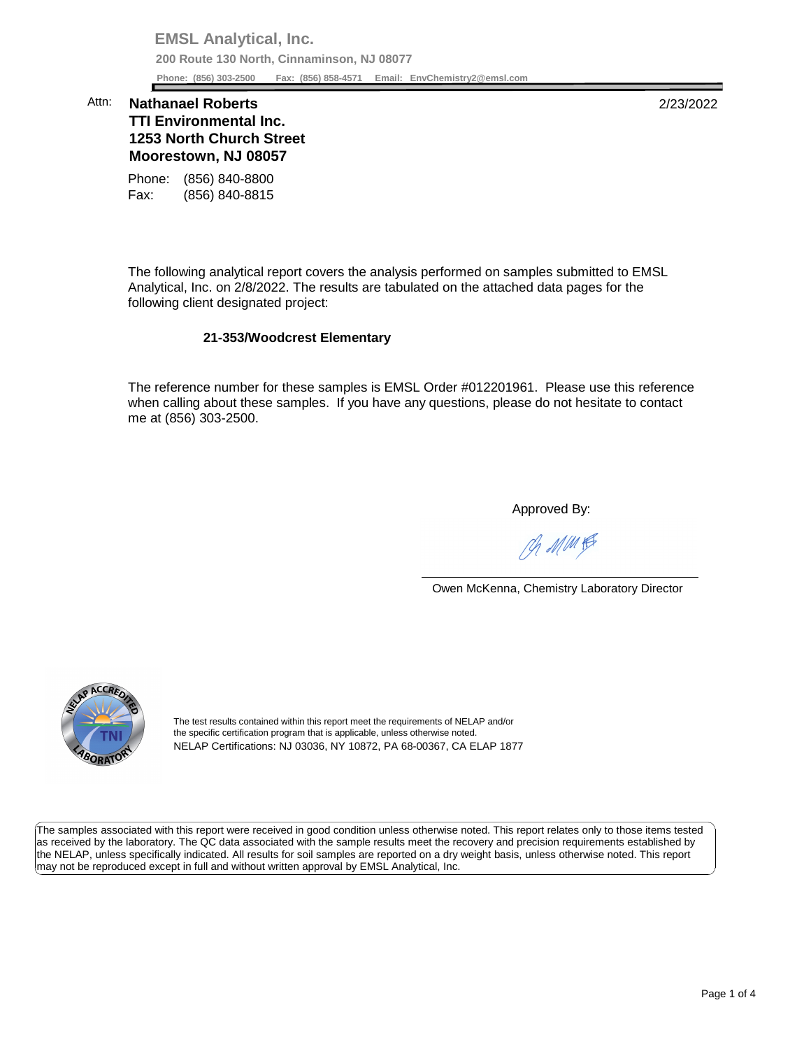**EMSL Analytical, Inc.**

**200 Route 130 North, Cinnaminson, NJ 08077**

**Phone: (856) 303-2500 Fax: (856) 858-4571 Email: EnvChemistry2@emsl.com**

Attn: **Nathanael Roberts**
**TTI Environmental Inc.**
**1253 North Church Street**
**Moorestown, NJ 08057**

2/23/2022

Phone: (856) 840-8800
Fax: (856) 840-8815

The following analytical report covers the analysis performed on samples submitted to EMSL Analytical, Inc. on 2/8/2022. The results are tabulated on the attached data pages for the following client designated project:

**21-353/Woodcrest Elementary**

The reference number for these samples is EMSL Order #012201961. Please use this reference when calling about these samples. If you have any questions, please do not hesitate to contact me at (856) 303-2500.

Approved By:

Owen McKenna, Chemistry Laboratory Director

The test results contained within this report meet the requirements of NELAP and/or the specific certification program that is applicable, unless otherwise noted.
NELAP Certifications: NJ 03036, NY 10872, PA 68-00367, CA ELAP 1877

The samples associated with this report were received in good condition unless otherwise noted. This report relates only to those items tested as received by the laboratory. The QC data associated with the sample results meet the recovery and precision requirements established by the NELAP, unless specifically indicated. All results for soil samples are reported on a dry weight basis, unless otherwise noted. This report may not be reproduced except in full and without written approval by EMSL Analytical, Inc.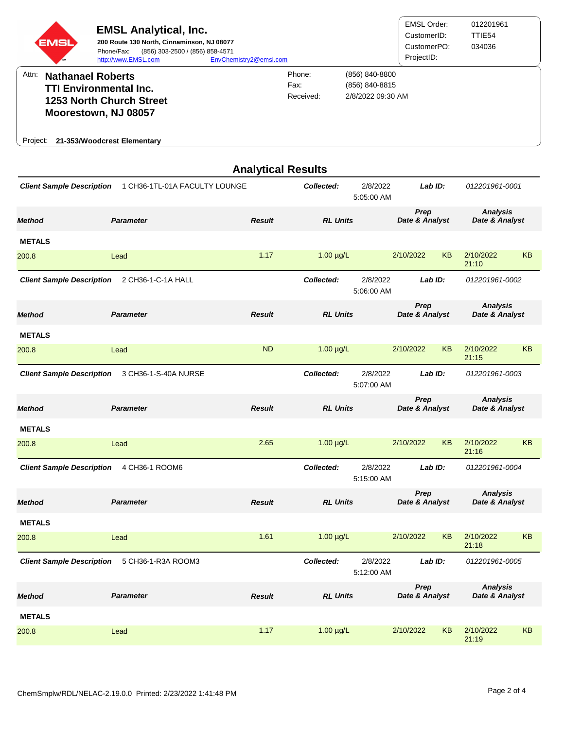**EMSL Analytical, Inc.**
**200 Route 130 North, Cinnaminson, NJ 08077**
Phone/Fax: (856) 303-2500 / (856) 858-4571
http://www.EMSL.com EnvChemistry2@emsl.com

| | |
|---|---|
| EMSL Order: | 012201961 |
| CustomerID: | TTIE54 |
| CustomerPO: | 034036 |
| ProjectID: | |

Attn: **Nathanael Roberts**
**TTI Environmental Inc.**
**1253 North Church Street**
**Moorestown, NJ 08057**

| | |
|---|---|
| Phone: | (856) 840-8800 |
| Fax: | (856) 840-8815 |
| Received: | 2/8/2022 09:30 AM |

Project: **21-353/Woodcrest Elementary**

## Analytical Results

***Client Sample Description*** 1 CH36-1TL-01A FACULTY LOUNGE — ***Collected:*** 2/8/2022 5:05:00 AM — ***Lab ID:*** *012201961-0001*

| Method | Parameter | Result | RL Units | Prep Date & Analyst | | Analysis Date & Analyst | |
|---|---|---|---|---|---|---|---|
| **METALS** | | | | | | | |
| 200.8 | Lead | 1.17 | 1.00 µg/L | 2/10/2022 | KB | 2/10/2022 21:10 | KB |

***Client Sample Description*** 2 CH36-1-C-1A HALL — ***Collected:*** 2/8/2022 5:06:00 AM — ***Lab ID:*** *012201961-0002*

| Method | Parameter | Result | RL Units | Prep Date & Analyst | | Analysis Date & Analyst | |
|---|---|---|---|---|---|---|---|
| **METALS** | | | | | | | |
| 200.8 | Lead | ND | 1.00 µg/L | 2/10/2022 | KB | 2/10/2022 21:15 | KB |

***Client Sample Description*** 3 CH36-1-S-40A NURSE — ***Collected:*** 2/8/2022 5:07:00 AM — ***Lab ID:*** *012201961-0003*

| Method | Parameter | Result | RL Units | Prep Date & Analyst | | Analysis Date & Analyst | |
|---|---|---|---|---|---|---|---|
| **METALS** | | | | | | | |
| 200.8 | Lead | 2.65 | 1.00 µg/L | 2/10/2022 | KB | 2/10/2022 21:16 | KB |

***Client Sample Description*** 4 CH36-1 ROOM6 — ***Collected:*** 2/8/2022 5:15:00 AM — ***Lab ID:*** *012201961-0004*

| Method | Parameter | Result | RL Units | Prep Date & Analyst | | Analysis Date & Analyst | |
|---|---|---|---|---|---|---|---|
| **METALS** | | | | | | | |
| 200.8 | Lead | 1.61 | 1.00 µg/L | 2/10/2022 | KB | 2/10/2022 21:18 | KB |

***Client Sample Description*** 5 CH36-1-R3A ROOM3 — ***Collected:*** 2/8/2022 5:12:00 AM — ***Lab ID:*** *012201961-0005*

| Method | Parameter | Result | RL Units | Prep Date & Analyst | | Analysis Date & Analyst | |
|---|---|---|---|---|---|---|---|
| **METALS** | | | | | | | |
| 200.8 | Lead | 1.17 | 1.00 µg/L | 2/10/2022 | KB | 2/10/2022 21:19 | KB |

ChemSmplw/RDL/NELAC-2.19.0.0 Printed: 2/23/2022 1:41:48 PM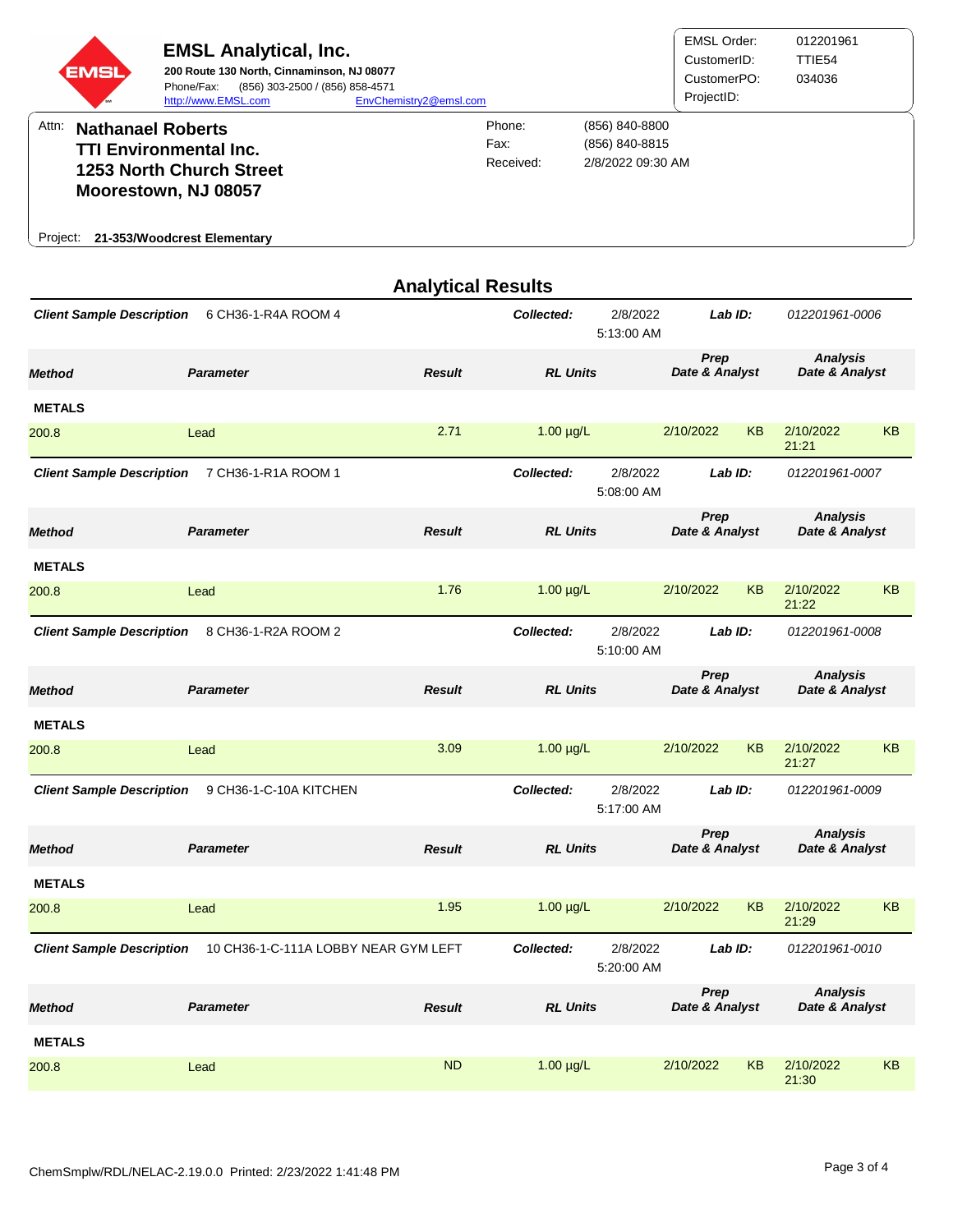**EMSL Analytical, Inc.**
**200 Route 130 North, Cinnaminson, NJ 08077**
Phone/Fax: (856) 303-2500 / (856) 858-4571
http://www.EMSL.com EnvChemistry2@emsl.com

| | |
|---|---|
| EMSL Order: | 012201961 |
| CustomerID: | TTIE54 |
| CustomerPO: | 034036 |
| ProjectID: | |

Attn: **Nathanael Roberts**
**TTI Environmental Inc.**
**1253 North Church Street**
**Moorestown, NJ 08057**

| | |
|---|---|
| Phone: | (856) 840-8800 |
| Fax: | (856) 840-8815 |
| Received: | 2/8/2022 09:30 AM |

Project: **21-353/Woodcrest Elementary**

## Analytical Results

***Client Sample Description*** 6 CH36-1-R4A ROOM 4 — ***Collected:*** 2/8/2022 5:13:00 AM — ***Lab ID:*** *012201961-0006*

| Method | Parameter | Result | RL Units | Prep Date & Analyst | | Analysis Date & Analyst | |
|---|---|---|---|---|---|---|---|
| **METALS** | | | | | | | |
| 200.8 | Lead | 2.71 | 1.00 µg/L | 2/10/2022 | KB | 2/10/2022 21:21 | KB |

***Client Sample Description*** 7 CH36-1-R1A ROOM 1 — ***Collected:*** 2/8/2022 5:08:00 AM — ***Lab ID:*** *012201961-0007*

| Method | Parameter | Result | RL Units | Prep Date & Analyst | | Analysis Date & Analyst | |
|---|---|---|---|---|---|---|---|
| **METALS** | | | | | | | |
| 200.8 | Lead | 1.76 | 1.00 µg/L | 2/10/2022 | KB | 2/10/2022 21:22 | KB |

***Client Sample Description*** 8 CH36-1-R2A ROOM 2 — ***Collected:*** 2/8/2022 5:10:00 AM — ***Lab ID:*** *012201961-0008*

| Method | Parameter | Result | RL Units | Prep Date & Analyst | | Analysis Date & Analyst | |
|---|---|---|---|---|---|---|---|
| **METALS** | | | | | | | |
| 200.8 | Lead | 3.09 | 1.00 µg/L | 2/10/2022 | KB | 2/10/2022 21:27 | KB |

***Client Sample Description*** 9 CH36-1-C-10A KITCHEN — ***Collected:*** 2/8/2022 5:17:00 AM — ***Lab ID:*** *012201961-0009*

| Method | Parameter | Result | RL Units | Prep Date & Analyst | | Analysis Date & Analyst | |
|---|---|---|---|---|---|---|---|
| **METALS** | | | | | | | |
| 200.8 | Lead | 1.95 | 1.00 µg/L | 2/10/2022 | KB | 2/10/2022 21:29 | KB |

***Client Sample Description*** 10 CH36-1-C-111A LOBBY NEAR GYM LEFT — ***Collected:*** 2/8/2022 5:20:00 AM — ***Lab ID:*** *012201961-0010*

| Method | Parameter | Result | RL Units | Prep Date & Analyst | | Analysis Date & Analyst | |
|---|---|---|---|---|---|---|---|
| **METALS** | | | | | | | |
| 200.8 | Lead | ND | 1.00 µg/L | 2/10/2022 | KB | 2/10/2022 21:30 | KB |

ChemSmplw/RDL/NELAC-2.19.0.0 Printed: 2/23/2022 1:41:48 PM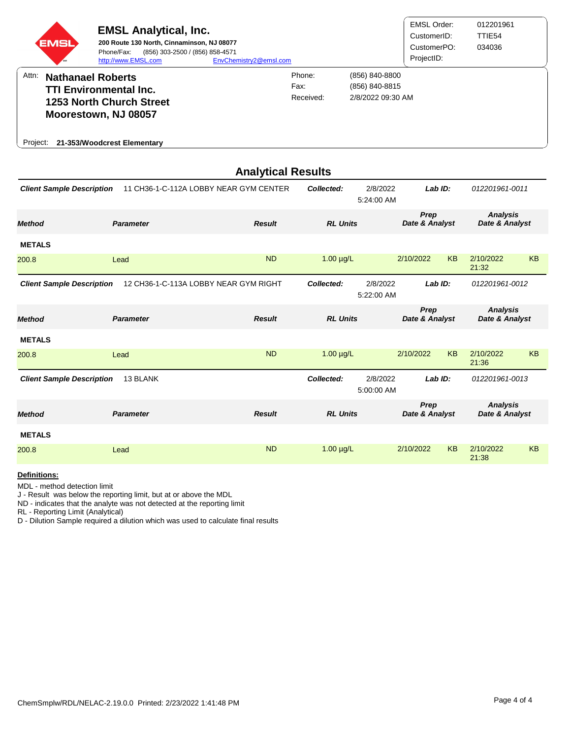**EMSL Analytical, Inc.**
**200 Route 130 North, Cinnaminson, NJ 08077**
Phone/Fax: (856) 303-2500 / (856) 858-4571
http://www.EMSL.com EnvChemistry2@emsl.com

| | |
|---|---|
| EMSL Order: | 012201961 |
| CustomerID: | TTIE54 |
| CustomerPO: | 034036 |
| ProjectID: | |

Attn: **Nathanael Roberts**
**TTI Environmental Inc.**
**1253 North Church Street**
**Moorestown, NJ 08057**

| | |
|---|---|
| Phone: | (856) 840-8800 |
| Fax: | (856) 840-8815 |
| Received: | 2/8/2022 09:30 AM |

Project: **21-353/Woodcrest Elementary**

## Analytical Results

**Client Sample Description** 11 CH36-1-C-112A LOBBY NEAR GYM CENTER — **Collected:** 2/8/2022 5:24:00 AM — **Lab ID:** 012201961-0011

| Method | Parameter | Result | RL Units | Prep Date & Analyst | | Analysis Date & Analyst | |
|---|---|---|---|---|---|---|---|
| **METALS** | | | | | | | |
| 200.8 | Lead | ND | 1.00 µg/L | 2/10/2022 | KB | 2/10/2022 21:32 | KB |

**Client Sample Description** 12 CH36-1-C-113A LOBBY NEAR GYM RIGHT — **Collected:** 2/8/2022 5:22:00 AM — **Lab ID:** 012201961-0012

| Method | Parameter | Result | RL Units | Prep Date & Analyst | | Analysis Date & Analyst | |
|---|---|---|---|---|---|---|---|
| **METALS** | | | | | | | |
| 200.8 | Lead | ND | 1.00 µg/L | 2/10/2022 | KB | 2/10/2022 21:36 | KB |

**Client Sample Description** 13 BLANK — **Collected:** 2/8/2022 5:00:00 AM — **Lab ID:** 012201961-0013

| Method | Parameter | Result | RL Units | Prep Date & Analyst | | Analysis Date & Analyst | |
|---|---|---|---|---|---|---|---|
| **METALS** | | | | | | | |
| 200.8 | Lead | ND | 1.00 µg/L | 2/10/2022 | KB | 2/10/2022 21:38 | KB |

**Definitions:**

MDL - method detection limit
J - Result was below the reporting limit, but at or above the MDL
ND - indicates that the analyte was not detected at the reporting limit
RL - Reporting Limit (Analytical)
D - Dilution Sample required a dilution which was used to calculate final results

ChemSmplw/RDL/NELAC-2.19.0.0 Printed: 2/23/2022 1:41:48 PM